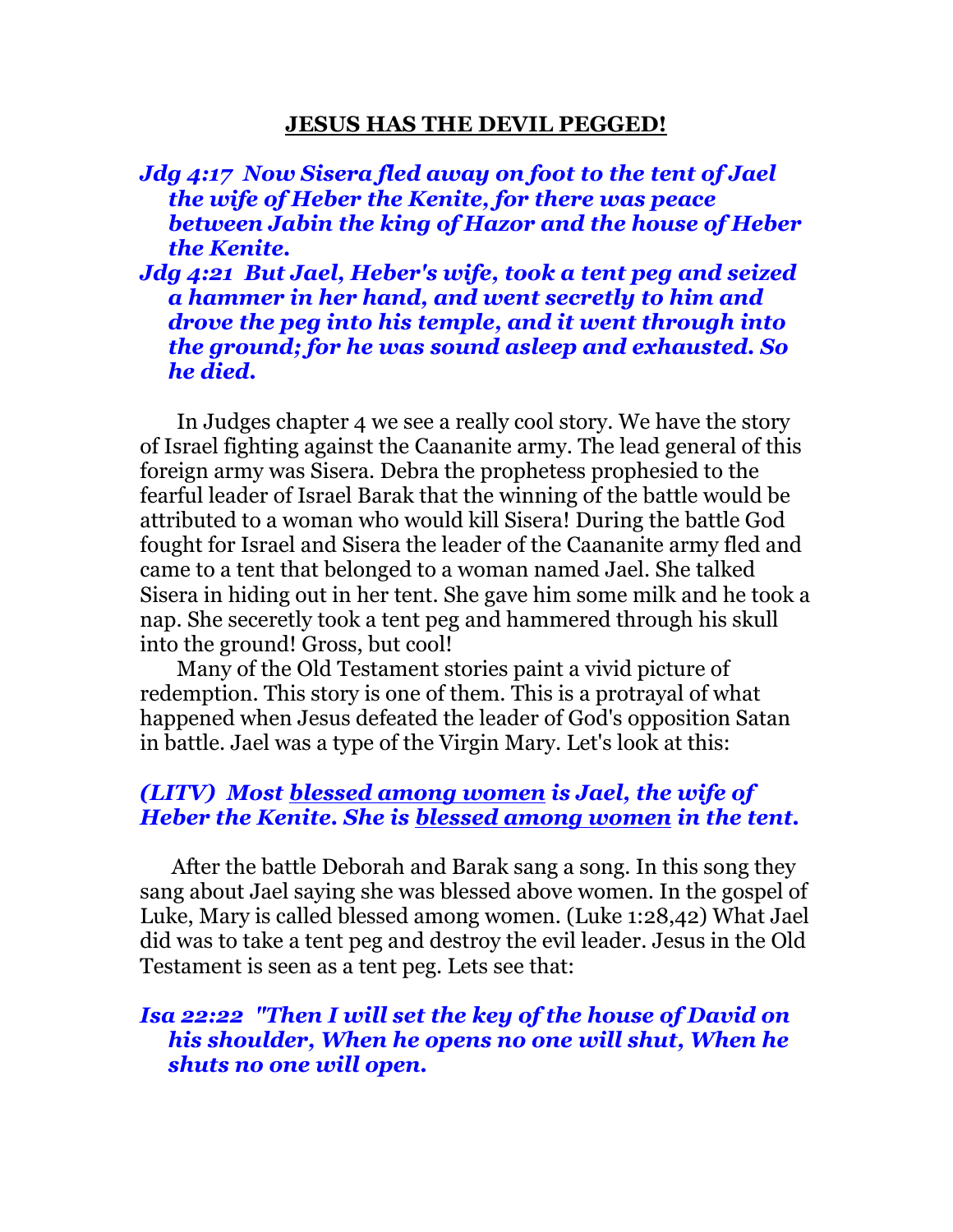## **JESUS HAS THE DEVIL PEGGED!**

***Jdg 4:17 Now Sisera fled away on foot to the tent of Jael the wife of Heber the Kenite, for there was peace between Jabin the king of Hazor and the house of Heber the Kenite.***

***Jdg 4:21 But Jael, Heber's wife, took a tent peg and seized a hammer in her hand, and went secretly to him and drove the peg into his temple, and it went through into the ground; for he was sound asleep and exhausted. So he died.***

In Judges chapter 4 we see a really cool story. We have the story of Israel fighting against the Caananite army. The lead general of this foreign army was Sisera. Debra the prophetess prophesied to the fearful leader of Israel Barak that the winning of the battle would be attributed to a woman who would kill Sisera! During the battle God fought for Israel and Sisera the leader of the Caananite army fled and came to a tent that belonged to a woman named Jael. She talked Sisera in hiding out in her tent. She gave him some milk and he took a nap. She seceretly took a tent peg and hammered through his skull into the ground! Gross, but cool!

Many of the Old Testament stories paint a vivid picture of redemption. This story is one of them. This is a protrayal of what happened when Jesus defeated the leader of God's opposition Satan in battle. Jael was a type of the Virgin Mary. Let's look at this:

***(LITV) Most <u>blessed among women</u> is Jael, the wife of Heber the Kenite. She is <u>blessed among women</u> in the tent.***

After the battle Deborah and Barak sang a song. In this song they sang about Jael saying she was blessed above women. In the gospel of Luke, Mary is called blessed among women. (Luke 1:28,42) What Jael did was to take a tent peg and destroy the evil leader. Jesus in the Old Testament is seen as a tent peg. Lets see that:

***Isa 22:22 "Then I will set the key of the house of David on his shoulder, When he opens no one will shut, When he shuts no one will open.***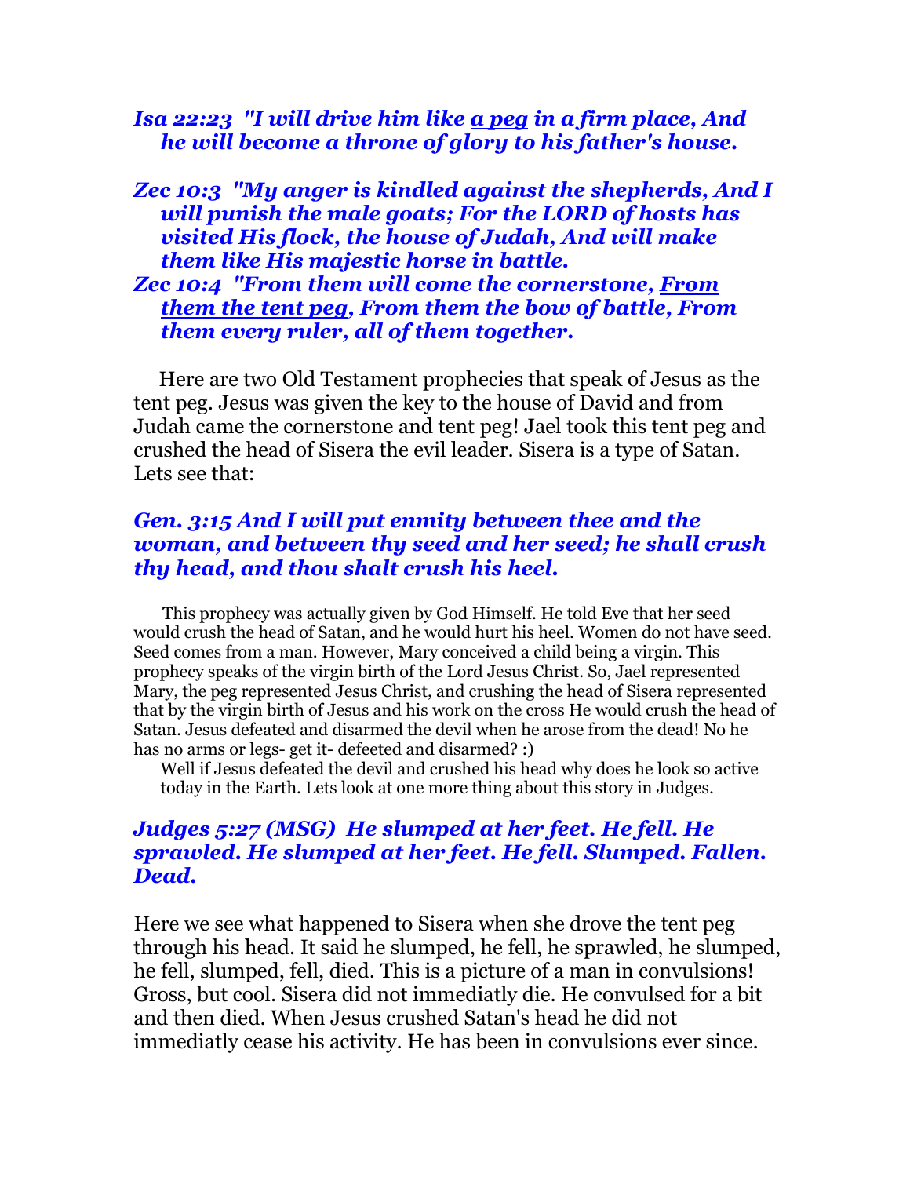***Isa 22:23 "I will drive him like <u>a peg</u> in a firm place, And he will become a throne of glory to his father's house.***

***Zec 10:3 "My anger is kindled against the shepherds, And I will punish the male goats; For the LORD of hosts has visited His flock, the house of Judah, And will make them like His majestic horse in battle.***
***Zec 10:4 "From them will come the cornerstone, <u>From them the tent peg</u>, From them the bow of battle, From them every ruler, all of them together.***

Here are two Old Testament prophecies that speak of Jesus as the tent peg. Jesus was given the key to the house of David and from Judah came the cornerstone and tent peg! Jael took this tent peg and crushed the head of Sisera the evil leader. Sisera is a type of Satan. Lets see that:

***Gen. 3:15 And I will put enmity between thee and the woman, and between thy seed and her seed; he shall crush thy head, and thou shalt crush his heel.***

This prophecy was actually given by God Himself. He told Eve that her seed would crush the head of Satan, and he would hurt his heel. Women do not have seed. Seed comes from a man. However, Mary conceived a child being a virgin. This prophecy speaks of the virgin birth of the Lord Jesus Christ. So, Jael represented Mary, the peg represented Jesus Christ, and crushing the head of Sisera represented that by the virgin birth of Jesus and his work on the cross He would crush the head of Satan. Jesus defeated and disarmed the devil when he arose from the dead! No he has no arms or legs- get it- defeeted and disarmed? :)

Well if Jesus defeated the devil and crushed his head why does he look so active today in the Earth. Lets look at one more thing about this story in Judges.

***Judges 5:27 (MSG) He slumped at her feet. He fell. He sprawled. He slumped at her feet. He fell. Slumped. Fallen. Dead.***

Here we see what happened to Sisera when she drove the tent peg through his head. It said he slumped, he fell, he sprawled, he slumped, he fell, slumped, fell, died. This is a picture of a man in convulsions! Gross, but cool. Sisera did not immediatly die. He convulsed for a bit and then died. When Jesus crushed Satan's head he did not immediatly cease his activity. He has been in convulsions ever since.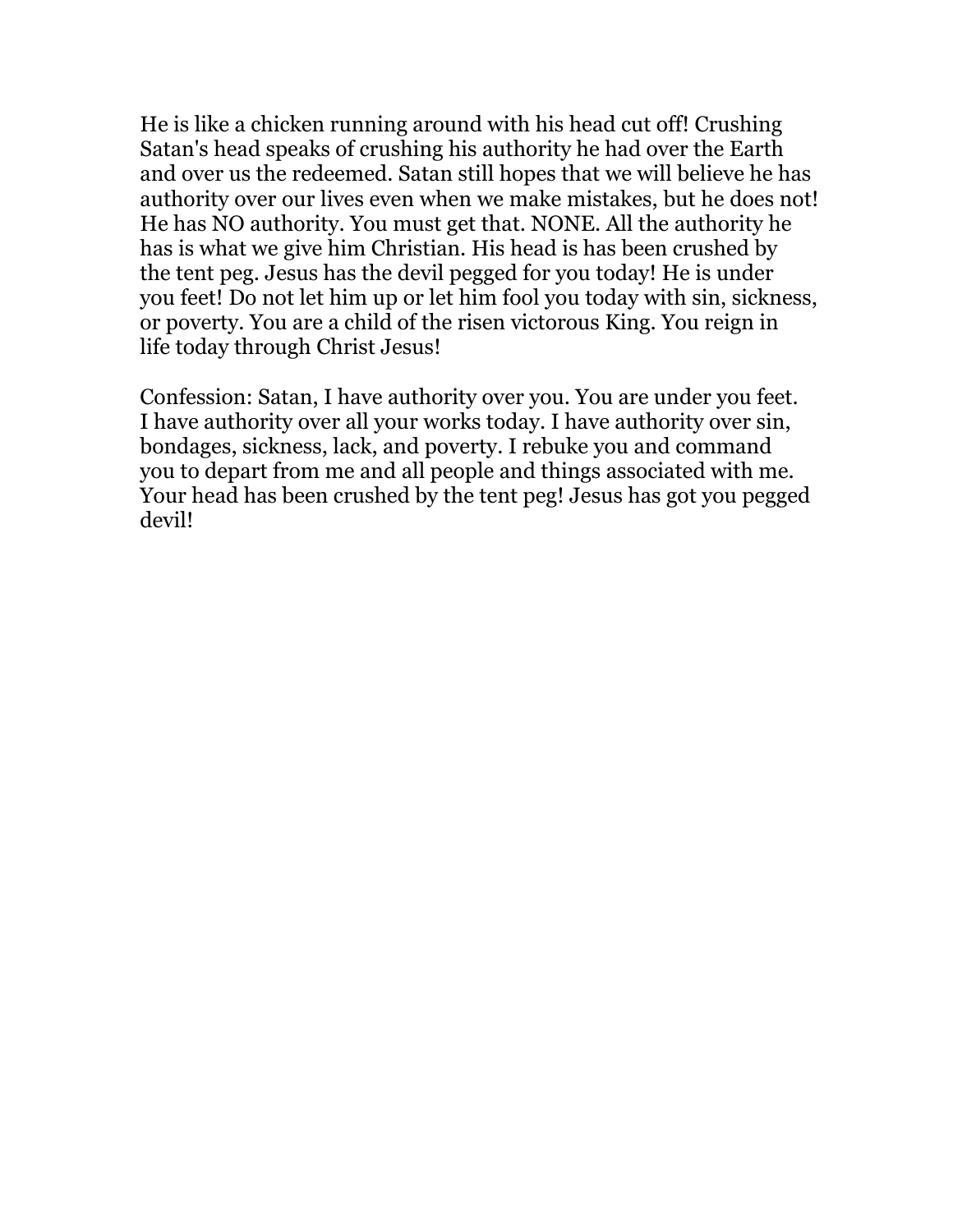He is like a chicken running around with his head cut off! Crushing Satan's head speaks of crushing his authority he had over the Earth and over us the redeemed. Satan still hopes that we will believe he has authority over our lives even when we make mistakes, but he does not! He has NO authority. You must get that. NONE. All the authority he has is what we give him Christian. His head is has been crushed by the tent peg. Jesus has the devil pegged for you today! He is under you feet! Do not let him up or let him fool you today with sin, sickness, or poverty. You are a child of the risen victorous King. You reign in life today through Christ Jesus!

Confession: Satan, I have authority over you. You are under you feet. I have authority over all your works today. I have authority over sin, bondages, sickness, lack, and poverty. I rebuke you and command you to depart from me and all people and things associated with me. Your head has been crushed by the tent peg! Jesus has got you pegged devil!